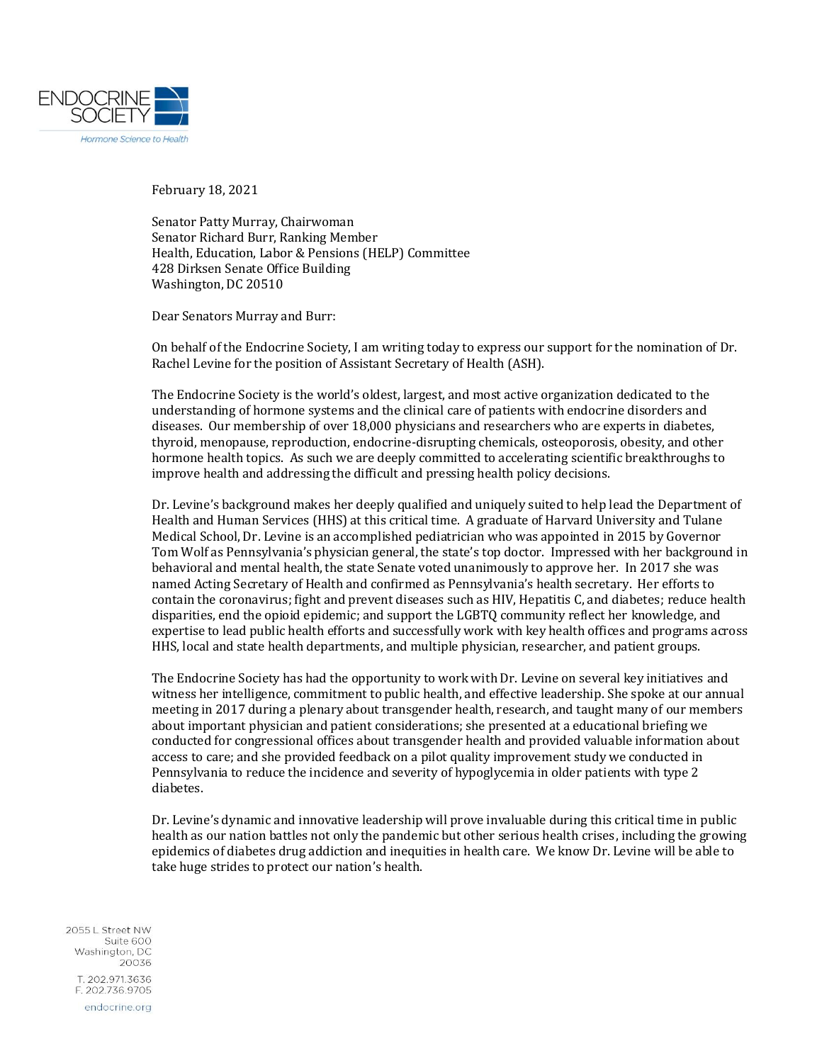ENDOCRINE SOCIETY
*Hormone Science to Health*

February 18, 2021

Senator Patty Murray, Chairwoman
Senator Richard Burr, Ranking Member
Health, Education, Labor & Pensions (HELP) Committee
428 Dirksen Senate Office Building
Washington, DC 20510

Dear Senators Murray and Burr:

On behalf of the Endocrine Society, I am writing today to express our support for the nomination of Dr. Rachel Levine for the position of Assistant Secretary of Health (ASH).

The Endocrine Society is the world's oldest, largest, and most active organization dedicated to the understanding of hormone systems and the clinical care of patients with endocrine disorders and diseases. Our membership of over 18,000 physicians and researchers who are experts in diabetes, thyroid, menopause, reproduction, endocrine-disrupting chemicals, osteoporosis, obesity, and other hormone health topics. As such we are deeply committed to accelerating scientific breakthroughs to improve health and addressing the difficult and pressing health policy decisions.

Dr. Levine's background makes her deeply qualified and uniquely suited to help lead the Department of Health and Human Services (HHS) at this critical time. A graduate of Harvard University and Tulane Medical School, Dr. Levine is an accomplished pediatrician who was appointed in 2015 by Governor Tom Wolf as Pennsylvania's physician general, the state's top doctor. Impressed with her background in behavioral and mental health, the state Senate voted unanimously to approve her. In 2017 she was named Acting Secretary of Health and confirmed as Pennsylvania's health secretary. Her efforts to contain the coronavirus; fight and prevent diseases such as HIV, Hepatitis C, and diabetes; reduce health disparities, end the opioid epidemic; and support the LGBTQ community reflect her knowledge, and expertise to lead public health efforts and successfully work with key health offices and programs across HHS, local and state health departments, and multiple physician, researcher, and patient groups.

The Endocrine Society has had the opportunity to work with Dr. Levine on several key initiatives and witness her intelligence, commitment to public health, and effective leadership. She spoke at our annual meeting in 2017 during a plenary about transgender health, research, and taught many of our members about important physician and patient considerations; she presented at a educational briefing we conducted for congressional offices about transgender health and provided valuable information about access to care; and she provided feedback on a pilot quality improvement study we conducted in Pennsylvania to reduce the incidence and severity of hypoglycemia in older patients with type 2 diabetes.

Dr. Levine's dynamic and innovative leadership will prove invaluable during this critical time in public health as our nation battles not only the pandemic but other serious health crises, including the growing epidemics of diabetes drug addiction and inequities in health care. We know Dr. Levine will be able to take huge strides to protect our nation's health.

2055 L Street NW
Suite 600
Washington, DC
20036

T. 202.971.3636
F. 202.736.9705

endocrine.org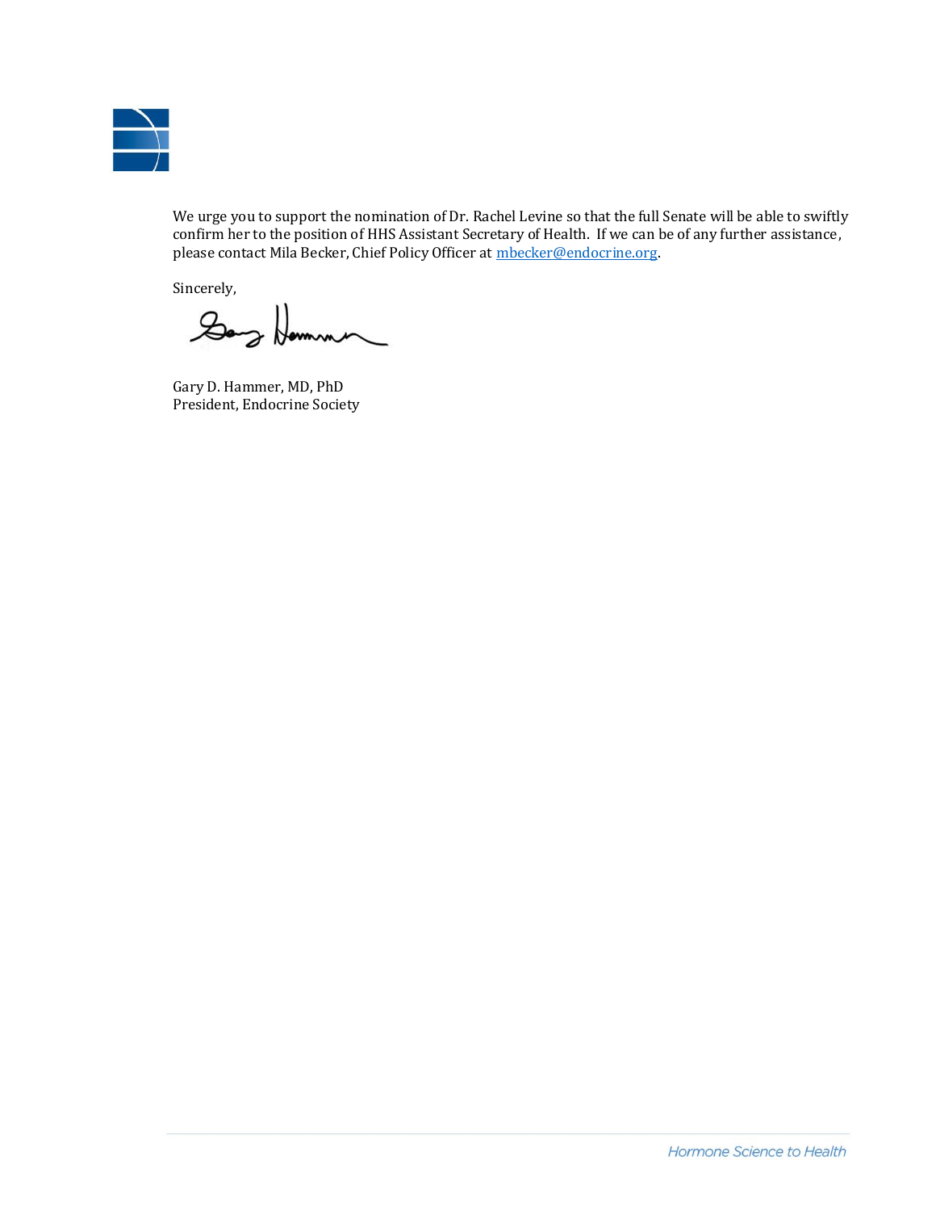We urge you to support the nomination of Dr. Rachel Levine so that the full Senate will be able to swiftly confirm her to the position of HHS Assistant Secretary of Health. If we can be of any further assistance, please contact Mila Becker, Chief Policy Officer at mbecker@endocrine.org.

Sincerely,

Gary D. Hammer, MD, PhD
President, Endocrine Society